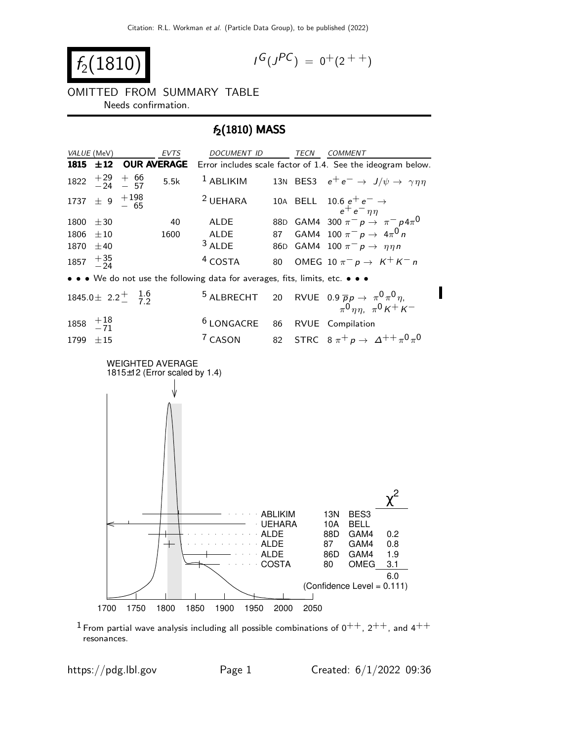# $f_2(1810)$

$I^G(J^{PC}) = 0^+(2^{++})$

OMITTED FROM SUMMARY TABLE

Needs confirmation.

## $f_2(1810)$ MASS

| VALUE (MeV) | EVTS | DOCUMENT ID | | TECN | COMMENT |
|---|---|---|---|---|---|
| **1815 ±12** | **OUR AVERAGE** | Error includes scale factor of 1.4. See the ideogram below. | | | |
| $1822\ ^{+29}_{-24}\ ^{+66}_{-57}$ | 5.5k | [1] ABLIKIM | 13N | BES3 | $e^+e^- \to J/\psi \to \gamma\eta\eta$ |
| $1737 \pm 9\ ^{+198}_{-65}$ | | [2] UEHARA | 10A | BELL | $10.6\ e^+e^- \to e^+e^-\eta\eta$ |
| $1800 \pm 30$ | 40 | ALDE | 88D | GAM4 | $300\ \pi^- p \to \pi^- p 4\pi^0$ |
| $1806 \pm 10$ | 1600 | ALDE | 87 | GAM4 | $100\ \pi^- p \to 4\pi^0 n$ |
| $1870 \pm 40$ | | [3] ALDE | 86D | GAM4 | $100\ \pi^- p \to \eta\eta n$ |
| $1857\ ^{+35}_{-24}$ | | [4] COSTA | 80 | OMEG | $10\ \pi^- p \to K^+K^- n$ |
| • • • We do not use the following data for averages, fits, limits, etc. • • • | | | | | |
| $1845.0 \pm 2.2\ ^{+1.6}_{-7.2}$ | | [5] ALBRECHT | 20 | RVUE | $0.9\ \overline{p}p \to \pi^0\pi^0\eta,\ \pi^0\eta\eta,\ \pi^0K^+K^-$ |
| $1858\ ^{+18}_{-71}$ | | [6] LONGACRE | 86 | RVUE | Compilation |
| $1799 \pm 15$ | | [7] CASON | 82 | STRC | $8\ \pi^+ p \to \Delta^{++}\pi^0\pi^0$ |

WEIGHTED AVERAGE
1815±12 (Error scaled by 1.4)

| Experiment | | | $\chi^2$ |
|---|---|---|---|
| ABLIKIM | 13N | BES3 | |
| UEHARA | 10A | BELL | |
| ALDE | 88D | GAM4 | 0.2 |
| ALDE | 87 | GAM4 | 0.8 |
| ALDE | 86D | GAM4 | 1.9 |
| COSTA | 80 | OMEG | 3.1 |
| | | | 6.0 |

(Confidence Level = 0.111)

[1] From partial wave analysis including all possible combinations of $0^{++}$, $2^{++}$, and $4^{++}$ resonances.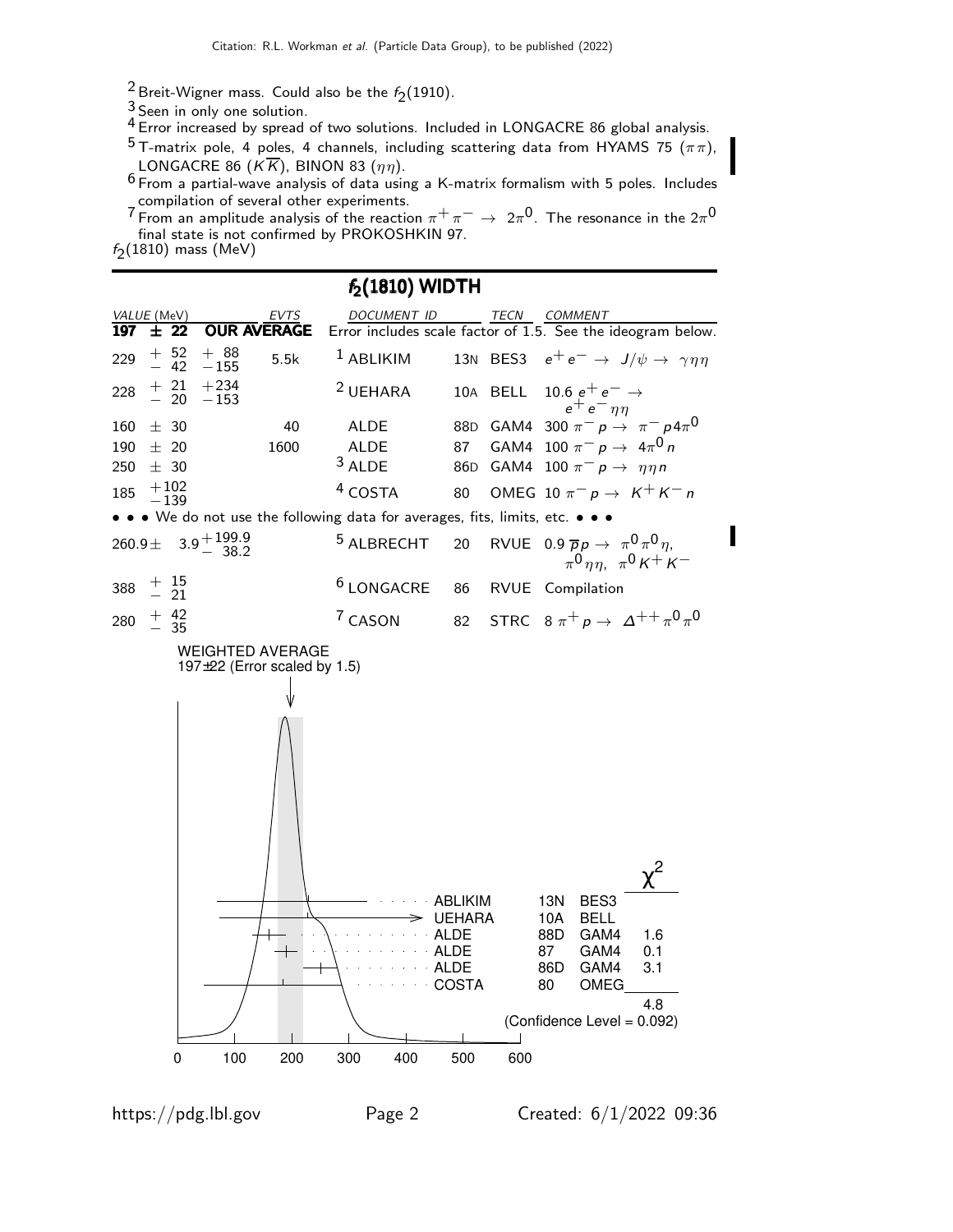[2] Breit-Wigner mass. Could also be the $f_2(1910)$.

[3] Seen in only one solution.

[4] Error increased by spread of two solutions. Included in LONGACRE 86 global analysis.

[5] T-matrix pole, 4 poles, 4 channels, including scattering data from HYAMS 75 ($\pi\pi$), LONGACRE 86 ($K\overline{K}$), BINON 83 ($\eta\eta$).

[6] From a partial-wave analysis of data using a K-matrix formalism with 5 poles. Includes compilation of several other experiments.

[7] From an amplitude analysis of the reaction $\pi^+\pi^- \to 2\pi^0$. The resonance in the $2\pi^0$ final state is not confirmed by PROKOSHKIN 97.

$f_2(1810)$ mass (MeV)

## $f_2(1810)$ WIDTH

| VALUE (MeV) | EVTS | DOCUMENT ID | | TECN | COMMENT |
|---|---|---|---|---|---|
| **197 ± 22** | **OUR AVERAGE** | Error includes scale factor of 1.5. See the ideogram below. | | | |
| $229 {}^{+52}_{-42} {}^{+88}_{-155}$ | 5.5k | [1] ABLIKIM | 13N | BES3 | $e^+e^- \to J/\psi \to \gamma\eta\eta$ |
| $228 {}^{+21}_{-20} {}^{+234}_{-153}$ | | [2] UEHARA | 10A | BELL | $10.6\ e^+e^- \to e^+e^-\eta\eta$ |
| $160 \pm 30$ | 40 | ALDE | 88D | GAM4 | $300\ \pi^-p \to \pi^-p4\pi^0$ |
| $190 \pm 20$ | 1600 | ALDE | 87 | GAM4 | $100\ \pi^-p \to 4\pi^0 n$ |
| $250 \pm 30$ | | [3] ALDE | 86D | GAM4 | $100\ \pi^-p \to \eta\eta n$ |
| $185 {}^{+102}_{-139}$ | | [4] COSTA | 80 | OMEG | $10\ \pi^-p \to K^+K^-n$ |
| • • • We do not use the following data for averages, fits, limits, etc. • • • | | | | | |
| $260.9 \pm 3.9 {}^{+199.9}_{-38.2}$ | | [5] ALBRECHT | 20 | RVUE | $0.9\ \overline{p}p \to \pi^0\pi^0\eta,\ \pi^0\eta\eta,\ \pi^0K^+K^-$ |
| $388 {}^{+15}_{-21}$ | | [6] LONGACRE | 86 | RVUE | Compilation |
| $280 {}^{+42}_{-35}$ | | [7] CASON | 82 | STRC | $8\ \pi^+p \to \Delta^{++}\pi^0\pi^0$ |

WEIGHTED AVERAGE
197±22 (Error scaled by 1.5)

| | | | $\chi^2$ |
|---|---|---|---|
| ABLIKIM | 13N | BES3 | |
| UEHARA | 10A | BELL | |
| ALDE | 88D | GAM4 | 1.6 |
| ALDE | 87 | GAM4 | 0.1 |
| ALDE | 86D | GAM4 | 3.1 |
| COSTA | 80 | OMEG | |
| | | | 4.8 |

(Confidence Level = 0.092)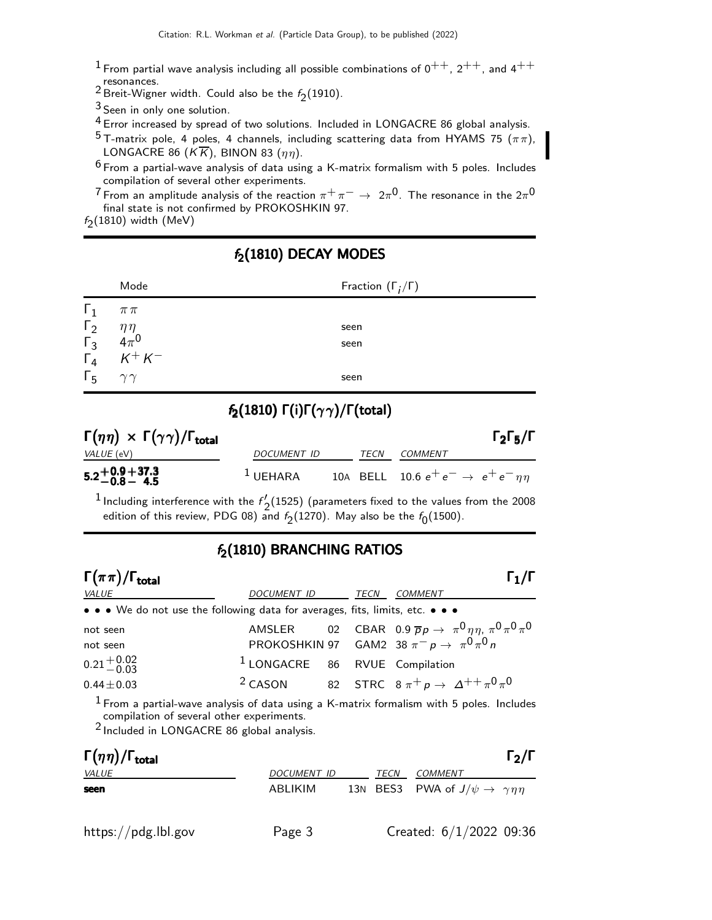[1] From partial wave analysis including all possible combinations of $0^{++}$, $2^{++}$, and $4^{++}$ resonances.

[2] Breit-Wigner width. Could also be the $f_2(1910)$.

[3] Seen in only one solution.

[4] Error increased by spread of two solutions. Included in LONGACRE 86 global analysis.

[5] T-matrix pole, 4 poles, 4 channels, including scattering data from HYAMS 75 ($\pi\pi$), LONGACRE 86 ($K\overline{K}$), BINON 83 ($\eta\eta$).

[6] From a partial-wave analysis of data using a K-matrix formalism with 5 poles. Includes compilation of several other experiments.

[7] From an amplitude analysis of the reaction $\pi^+\pi^- \rightarrow 2\pi^0$. The resonance in the $2\pi^0$ final state is not confirmed by PROKOSHKIN 97.

$f_2(1810)$ width (MeV)

## $f_2(1810)$ DECAY MODES

| | Mode | Fraction ($\Gamma_i/\Gamma$) |
|---|---|---|
| $\Gamma_1$ | $\pi\pi$ | |
| $\Gamma_2$ | $\eta\eta$ | seen |
| $\Gamma_3$ | $4\pi^0$ | seen |
| $\Gamma_4$ | $K^+K^-$ | |
| $\Gamma_5$ | $\gamma\gamma$ | seen |

## $f_2(1810)$ $\Gamma(i)\Gamma(\gamma\gamma)/\Gamma(\text{total})$

### $\Gamma(\eta\eta) \times \Gamma(\gamma\gamma)/\Gamma_{\text{total}}$ — $\Gamma_2\Gamma_5/\Gamma$

| VALUE (eV) | DOCUMENT ID | | TECN | COMMENT |
|---|---|---|---|---|
| $\mathbf{5.2^{+0.9}_{-0.8}{}^{+37.3}_{-\ 4.5}}$ | [1] UEHARA | 10A | BELL | 10.6 $e^+e^- \rightarrow e^+e^-\eta\eta$ |

[1] Including interference with the $f_2'(1525)$ (parameters fixed to the values from the 2008 edition of this review, PDG 08) and $f_2(1270)$. May also be the $f_0(1500)$.

## $f_2(1810)$ BRANCHING RATIOS

### $\Gamma(\pi\pi)/\Gamma_{\text{total}}$ — $\Gamma_1/\Gamma$

| VALUE | DOCUMENT ID | | TECN | COMMENT |
|---|---|---|---|---|
| • • • We do not use the following data for averages, fits, limits, etc. • • • | | | | |
| not seen | AMSLER | 02 | CBAR | 0.9 $\overline{p}p \rightarrow \pi^0\eta\eta$, $\pi^0\pi^0\pi^0$ |
| not seen | PROKOSHKIN | 97 | GAM2 | 38 $\pi^-p \rightarrow \pi^0\pi^0 n$ |
| $0.21^{+0.02}_{-0.03}$ | [1] LONGACRE | 86 | RVUE | Compilation |
| $0.44 \pm 0.03$ | [2] CASON | 82 | STRC | 8 $\pi^+p \rightarrow \Delta^{++}\pi^0\pi^0$ |

[1] From a partial-wave analysis of data using a K-matrix formalism with 5 poles. Includes compilation of several other experiments.

[2] Included in LONGACRE 86 global analysis.

### $\Gamma(\eta\eta)/\Gamma_{\text{total}}$ — $\Gamma_2/\Gamma$

| VALUE | DOCUMENT ID | | TECN | COMMENT |
|---|---|---|---|---|
| **seen** | ABLIKIM | 13N | BES3 | PWA of $J/\psi \rightarrow \gamma\eta\eta$ |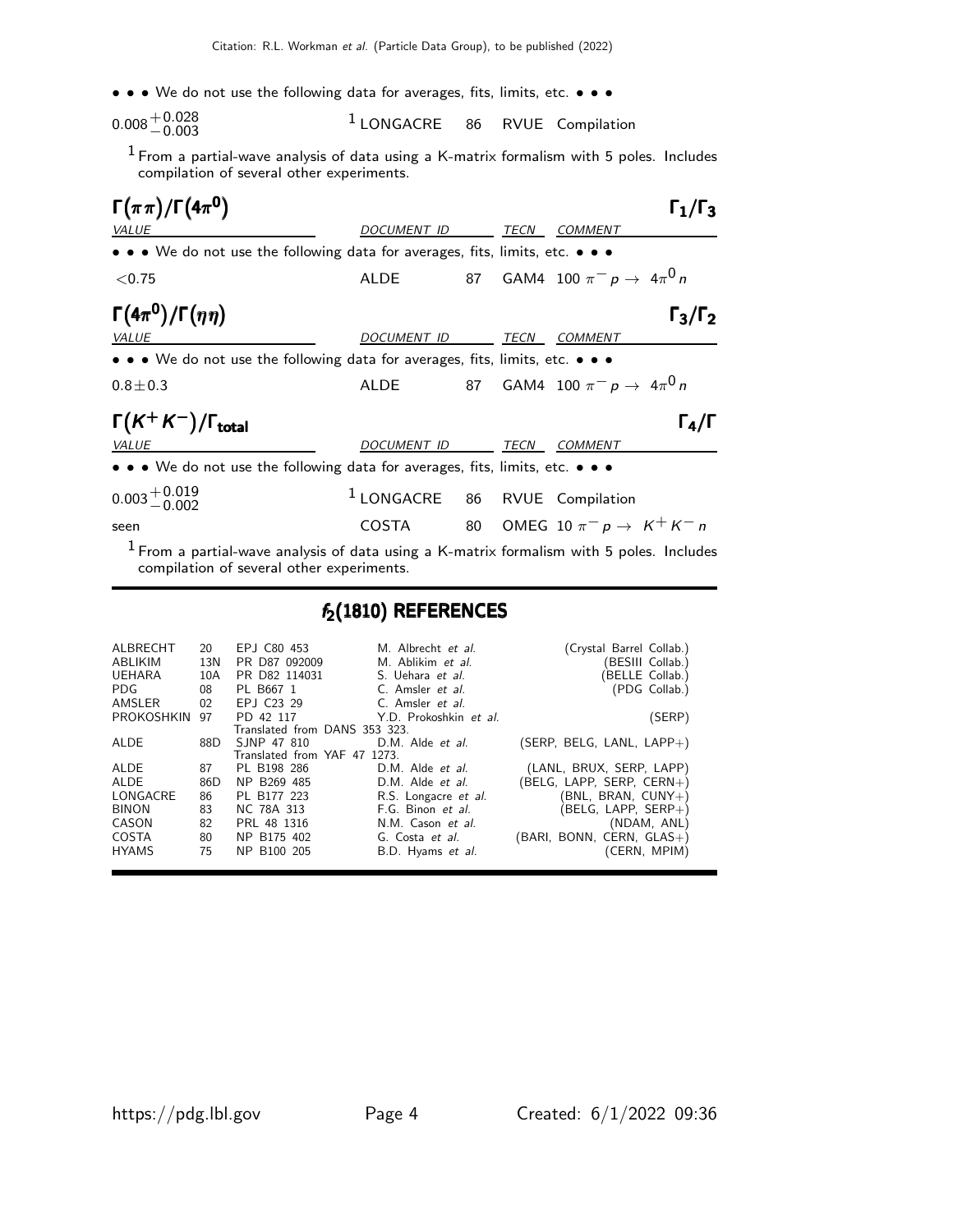• • • We do not use the following data for averages, fits, limits, etc. • • •

| | | | | |
|---|---|---|---|---|
| $0.008^{+0.028}_{-0.003}$ | [1] LONGACRE | 86 | RVUE | Compilation |

[1] From a partial-wave analysis of data using a K-matrix formalism with 5 poles. Includes compilation of several other experiments.

## $\Gamma(\pi\pi)/\Gamma(4\pi^0)$ $\Gamma_1/\Gamma_3$

| VALUE | DOCUMENT ID | | TECN | COMMENT |
|---|---|---|---|---|
| • • • We do not use the following data for averages, fits, limits, etc. • • • | | | | |
| $<0.75$ | ALDE | 87 | GAM4 | $100\ \pi^- p \to 4\pi^0 n$ |

## $\Gamma(4\pi^0)/\Gamma(\eta\eta)$ $\Gamma_3/\Gamma_2$

| VALUE | DOCUMENT ID | | TECN | COMMENT |
|---|---|---|---|---|
| • • • We do not use the following data for averages, fits, limits, etc. • • • | | | | |
| $0.8\pm0.3$ | ALDE | 87 | GAM4 | $100\ \pi^- p \to 4\pi^0 n$ |

## $\Gamma(K^+K^-)/\Gamma_{\text{total}}$ $\Gamma_4/\Gamma$

| VALUE | DOCUMENT ID | | TECN | COMMENT |
|---|---|---|---|---|
| • • • We do not use the following data for averages, fits, limits, etc. • • • | | | | |
| $0.003^{+0.019}_{-0.002}$ | [1] LONGACRE | 86 | RVUE | Compilation |
| seen | COSTA | 80 | OMEG | $10\ \pi^- p \to K^+K^- n$ |

[1] From a partial-wave analysis of data using a K-matrix formalism with 5 poles. Includes compilation of several other experiments.

## $f_2(1810)$ REFERENCES

| | | | | |
|---|---|---|---|---|
| ALBRECHT | 20 | EPJ C80 453 | M. Albrecht *et al.* | (Crystal Barrel Collab.) |
| ABLIKIM | 13N | PR D87 092009 | M. Ablikim *et al.* | (BESIII Collab.) |
| UEHARA | 10A | PR D82 114031 | S. Uehara *et al.* | (BELLE Collab.) |
| PDG | 08 | PL B667 1 | C. Amsler *et al.* | (PDG Collab.) |
| AMSLER | 02 | EPJ C23 29 | C. Amsler *et al.* | |
| PROKOSHKIN | 97 | PD 42 117 | Y.D. Prokoshkin *et al.* | (SERP) |
| | | Translated from DANS 353 323. | | |
| ALDE | 88D | SJNP 47 810 | D.M. Alde *et al.* | (SERP, BELG, LANL, LAPP+) |
| | | Translated from YAF 47 1273. | | |
| ALDE | 87 | PL B198 286 | D.M. Alde *et al.* | (LANL, BRUX, SERP, LAPP) |
| ALDE | 86D | NP B269 485 | D.M. Alde *et al.* | (BELG, LAPP, SERP, CERN+) |
| LONGACRE | 86 | PL B177 223 | R.S. Longacre *et al.* | (BNL, BRAN, CUNY+) |
| BINON | 83 | NC 78A 313 | F.G. Binon *et al.* | (BELG, LAPP, SERP+) |
| CASON | 82 | PRL 48 1316 | N.M. Cason *et al.* | (NDAM, ANL) |
| COSTA | 80 | NP B175 402 | G. Costa *et al.* | (BARI, BONN, CERN, GLAS+) |
| HYAMS | 75 | NP B100 205 | B.D. Hyams *et al.* | (CERN, MPIM) |